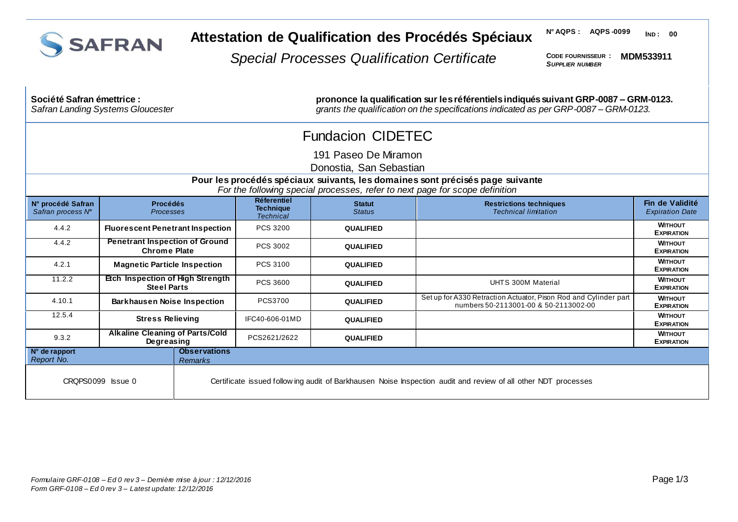SAFRAN

# Attestation de Qualification des Procédés Spéciaux

*Special Processes Qualification Certificate*

**N° AQPS : AQPS -0099** **IND : 00**

**CODE FOURNISSEUR : MDM533911**
***SUPPLIER NUMBER***

**Société Safran émettrice :**
*Safran Landing Systems Gloucester*

**prononce la qualification sur les référentiels indiqués suivant GRP-0087 – GRM-0123.**
*grants the qualification on the specifications indicated as per GRP-0087 – GRM-0123.*

## Fundacion CIDETEC

191 Paseo De Miramon
Donostia, San Sebastian

**Pour les procédés spéciaux suivants, les domaines sont précisés page suivante**
*For the following special processes, refer to next page for scope definition*

| **N° procédé Safran** *Safran process N°* | **Procédés** *Processes* | **Réferentiel Technique** *Technical* | **Statut** *Status* | **Restrictions techniques** *Technical limitation* | **Fin de Validité** *Expiration Date* |
|---|---|---|---|---|---|
| 4.4.2 | **Fluorescent Penetrant Inspection** | PCS 3200 | **QUALIFIED** | | **WITHOUT EXPIRATION** |
| 4.4.2 | **Penetrant Inspection of Ground Chrome Plate** | PCS 3002 | **QUALIFIED** | | **WITHOUT EXPIRATION** |
| 4.2.1 | **Magnetic Particle Inspection** | PCS 3100 | **QUALIFIED** | | **WITHOUT EXPIRATION** |
| 11.2.2 | **Etch Inspection of High Strength Steel Parts** | PCS 3600 | **QUALIFIED** | UHTS 300M Material | **WITHOUT EXPIRATION** |
| 4.10.1 | **Barkhausen Noise Inspection** | PCS3700 | **QUALIFIED** | Set up for A330 Retraction Actuator, Pison Rod and Cylinder part numbers 50-2113001-00 & 50-2113002-00 | **WITHOUT EXPIRATION** |
| 12.5.4 | **Stress Relieving** | IFC40-606-01MD | **QUALIFIED** | | **WITHOUT EXPIRATION** |
| 9.3.2 | **Alkaline Cleaning of Parts/Cold Degreasing** | PCS2621/2622 | **QUALIFIED** | | **WITHOUT EXPIRATION** |

| **N° de rapport** *Report No.* | **Observations** *Remarks* |
|---|---|
| CRQPS0099 Issue 0 | Certificate issued following audit of Barkhausen Noise Inspection audit and review of all other NDT processes |

*Formulaire GRF-0108 – Ed 0 rev 3 – Dernière mise à jour : 12/12/2016*
*Form GRF-0108 – Ed 0 rev 3 – Latest update: 12/12/2016*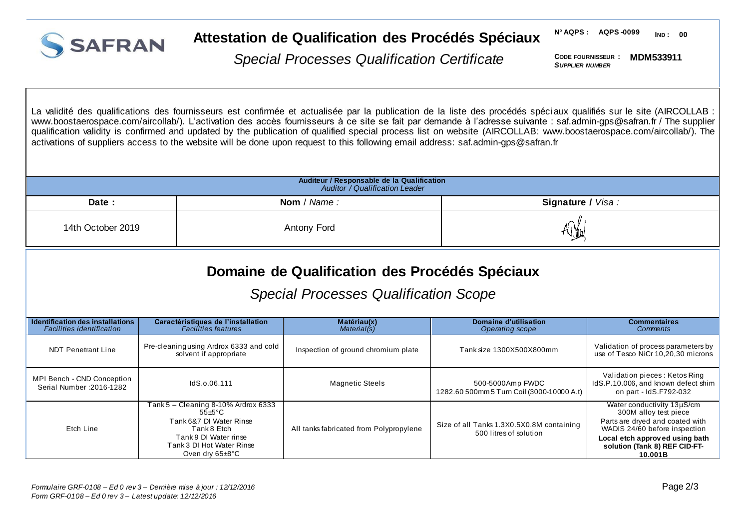# Attestation de Qualification des Procédés Spéciaux

*Special Processes Qualification Certificate*

**N° AQPS : AQPS -0099** **IND : 00**

**CODE FOURNISSEUR :** *SUPPLIER NUMBER* **MDM533911**

La validité des qualifications des fournisseurs est confirmée et actualisée par la publication de la liste des procédés spéciaux qualifiés sur le site (AIRCOLLAB : www.boostaerospace.com/aircollab/). L'activation des accès fournisseurs à ce site se fait par demande à l'adresse suivante : saf.admin-gps@safran.fr / The supplier qualification validity is confirmed and updated by the publication of qualified special process list on website (AIRCOLLAB: www.boostaerospace.com/aircollab/). The activations of suppliers access to the website will be done upon request to this following email address: saf.admin-gps@safran.fr

| **Auditeur / Responsable de la Qualification** *Auditor / Qualification Leader* | | |
|---|---|---|
| **Date :** | **Nom** / *Name :* | **Signature / *Visa :*** |
| 14th October 2019 | Antony Ford | AF |

## Domaine de Qualification des Procédés Spéciaux

*Special Processes Qualification Scope*

| **Identification des installations** *Facilities identification* | **Caractéristiques de l'installation** *Facilities features* | **Matériau(x)** *Material(s)* | **Domaine d'utilisation** *Operating scope* | **Commentaires** *Comments* |
|---|---|---|---|---|
| NDT Penetrant Line | Pre-cleaning using Ardrox 6333 and cold solvent if appropriate | Inspection of ground chromium plate | Tank size 1300X500X800mm | Validation of process parameters by use of Tesco NiCr 10,20,30 microns |
| MPI Bench - CND Conception Serial Number :2016-1282 | IdS.o.06.111 | Magnetic Steels | 500-5000Amp FWDC 1282.60 500mm 5 Turn Coil (3000-10000 A.t) | Validation pieces : Ketos Ring IdS.P.10.006, and known defect shim on part - IdS.F792-032 |
| Etch Line | Tank 5 – Cleaning 8-10% Ardrox 6333 55±5°C<br>Tank 6&7 DI Water Rinse<br>Tank 8 Etch<br>Tank 9 DI Water rinse<br>Tank 3 DI Hot Water Rinse<br>Oven dry 65±8°C | All tanks fabricated from Polypropylene | Size of all Tanks 1.3X0.5X0.8M containing 500 litres of solution | Water conductivity 13µS/cm<br>300M alloy test piece<br>Parts are dryed and coated with WADIS 24/60 before inspection<br>**Local etch approved using bath solution (Tank 8) REF CID-FT-10.001B** |

*Formulaire GRF-0108 – Ed 0 rev 3 – Dernière mise à jour : 12/12/2016*
*Form GRF-0108 – Ed 0 rev 3 – Latest update: 12/12/2016*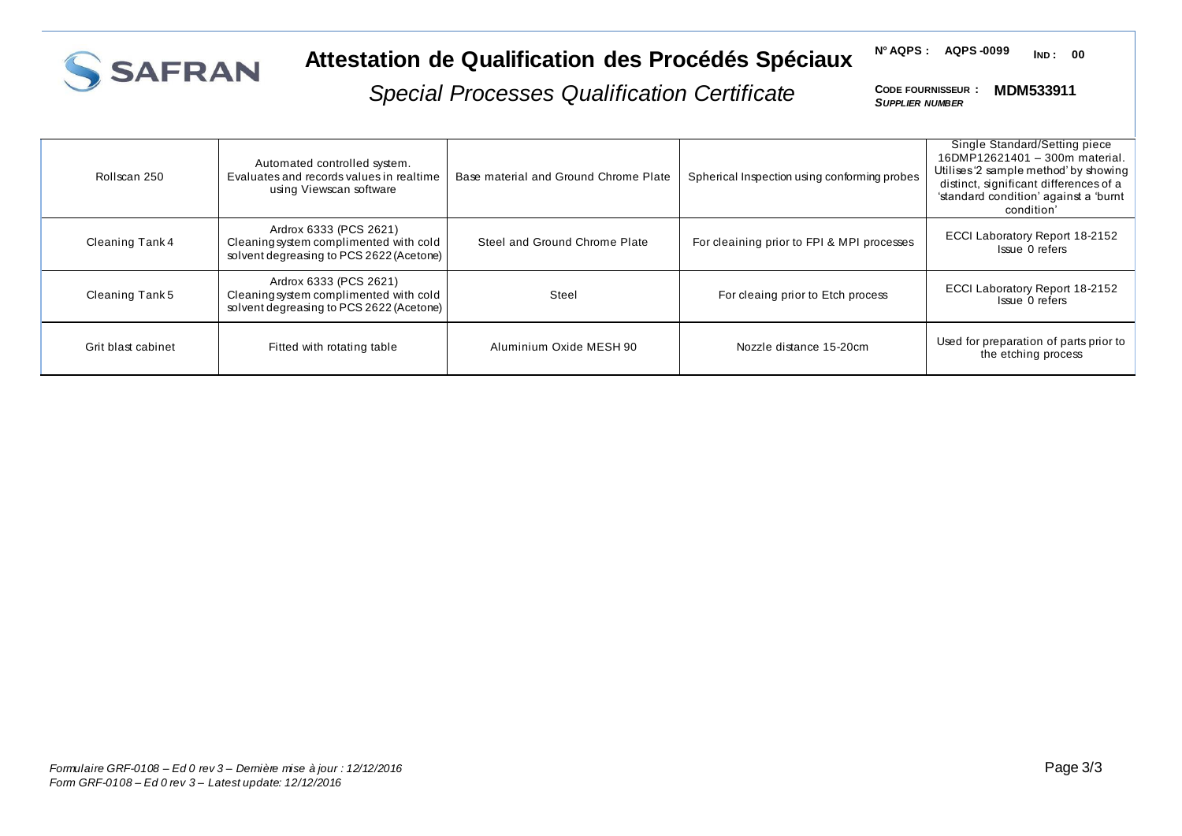# Attestation de Qualification des Procédés Spéciaux

*Special Processes Qualification Certificate*

**N° AQPS : AQPS -0099** **IND : 00**

**CODE FOURNISSEUR : MDM533911**
***SUPPLIER NUMBER***

| | | | | |
|---|---|---|---|---|
| Rollscan 250 | Automated controlled system. Evaluates and records values in realtime using Viewscan software | Base material and Ground Chrome Plate | Spherical Inspection using conforming probes | Single Standard/Setting piece 16DMP12621401 – 300m material. Utilises '2 sample method' by showing distinct, significant differences of a 'standard condition' against a 'burnt condition' |
| Cleaning Tank 4 | Ardrox 6333 (PCS 2621) Cleaning system complimented with cold solvent degreasing to PCS 2622 (Acetone) | Steel and Ground Chrome Plate | For cleaining prior to FPI & MPI processes | ECCI Laboratory Report 18-2152 Issue 0 refers |
| Cleaning Tank 5 | Ardrox 6333 (PCS 2621) Cleaning system complimented with cold solvent degreasing to PCS 2622 (Acetone) | Steel | For cleaing prior to Etch process | ECCI Laboratory Report 18-2152 Issue 0 refers |
| Grit blast cabinet | Fitted with rotating table | Aluminium Oxide MESH 90 | Nozzle distance 15-20cm | Used for preparation of parts prior to the etching process |

*Formulaire GRF-0108 – Ed 0 rev 3 – Dernière mise à jour : 12/12/2016*
*Form GRF-0108 – Ed 0 rev 3 – Latest update: 12/12/2016*